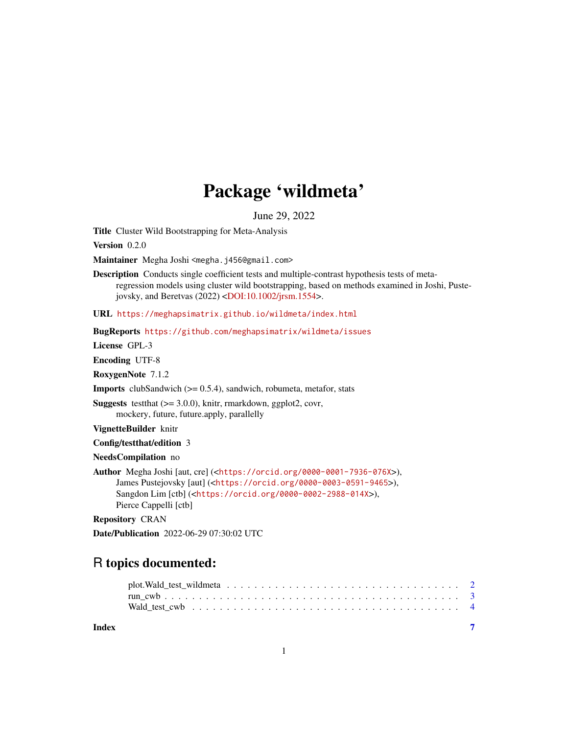# Package 'wildmeta'

June 29, 2022

**Title** Cluster Wild Bootstrapping for Meta-Analysis

**Version** 0.2.0

**Maintainer** Megha Joshi <megha.j456@gmail.com>

**Description** Conducts single coefficient tests and multiple-contrast hypothesis tests of meta-regression models using cluster wild bootstrapping, based on methods examined in Joshi, Pustejovsky, and Beretvas (2022) <DOI:10.1002/jrsm.1554>.

**URL** https://meghapsimatrix.github.io/wildmeta/index.html

**BugReports** https://github.com/meghapsimatrix/wildmeta/issues

**License** GPL-3

**Encoding** UTF-8

**RoxygenNote** 7.1.2

**Imports** clubSandwich (>= 0.5.4), sandwich, robumeta, metafor, stats

**Suggests** testthat (>= 3.0.0), knitr, rmarkdown, ggplot2, covr, mockery, future, future.apply, parallelly

**VignetteBuilder** knitr

**Config/testthat/edition** 3

**NeedsCompilation** no

**Author** Megha Joshi [aut, cre] (<https://orcid.org/0000-0001-7936-076X>), James Pustejovsky [aut] (<https://orcid.org/0000-0003-0591-9465>), Sangdon Lim [ctb] (<https://orcid.org/0000-0002-2988-014X>), Pierce Cappelli [ctb]

**Repository** CRAN

**Date/Publication** 2022-06-29 07:30:02 UTC

## R topics documented:

- plot.Wald_test_wildmeta . . . . . . . . . . 2
- run_cwb . . . . . . . . . . 3
- Wald_test_cwb . . . . . . . . . . 4

**Index** **7**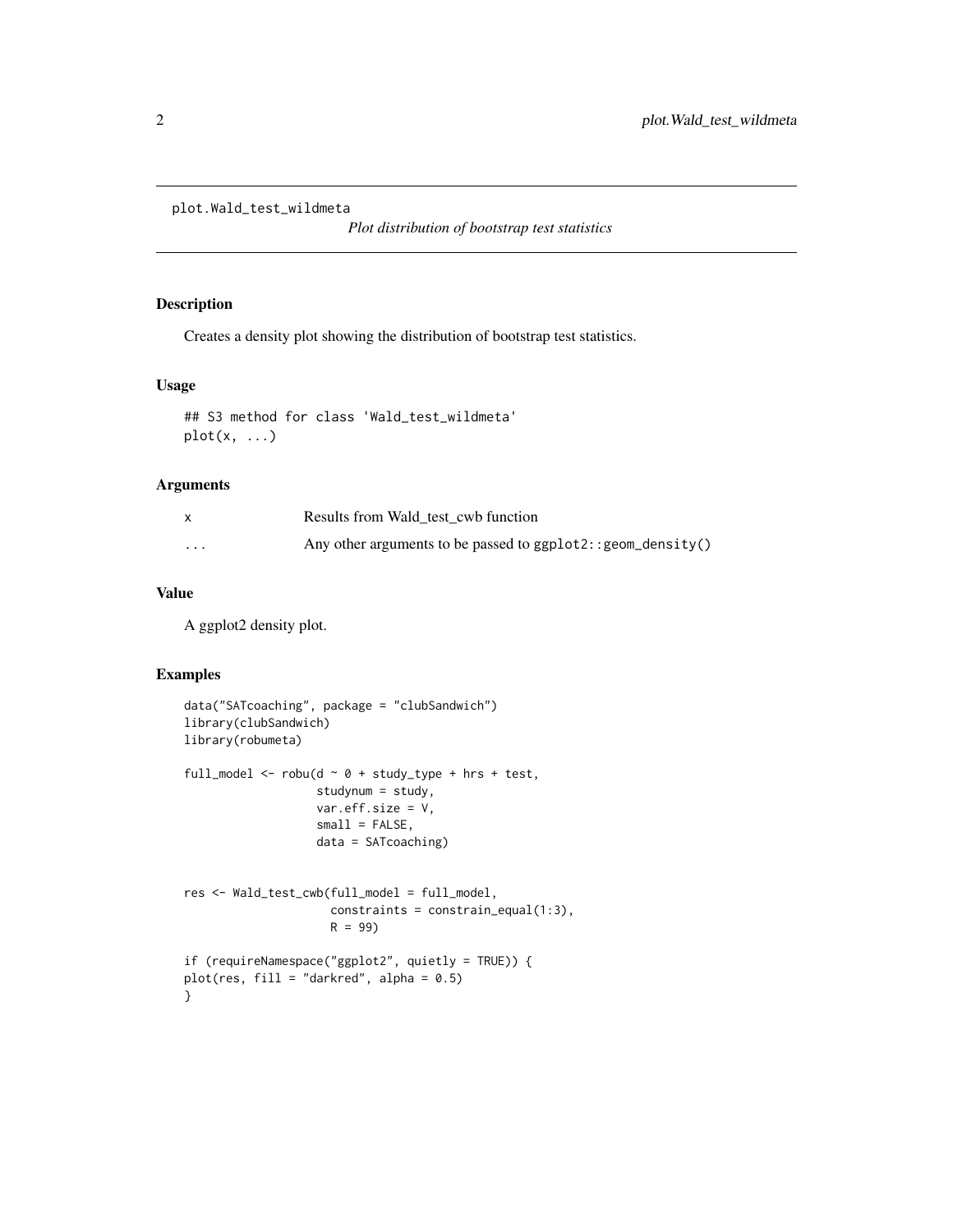## plot.Wald_test_wildmeta

*Plot distribution of bootstrap test statistics*

### Description

Creates a density plot showing the distribution of bootstrap test statistics.

### Usage

```
## S3 method for class 'Wald_test_wildmeta'
plot(x, ...)
```

### Arguments

| | |
|---|---|
| `x` | Results from Wald_test_cwb function |
| `...` | Any other arguments to be passed to `ggplot2::geom_density()` |

### Value

A ggplot2 density plot.

### Examples

```
data("SATcoaching", package = "clubSandwich")
library(clubSandwich)
library(robumeta)

full_model <- robu(d ~ 0 + study_type + hrs + test,
                   studynum = study,
                   var.eff.size = V,
                   small = FALSE,
                   data = SATcoaching)


res <- Wald_test_cwb(full_model = full_model,
                     constraints = constrain_equal(1:3),
                     R = 99)

if (requireNamespace("ggplot2", quietly = TRUE)) {
plot(res, fill = "darkred", alpha = 0.5)
}
```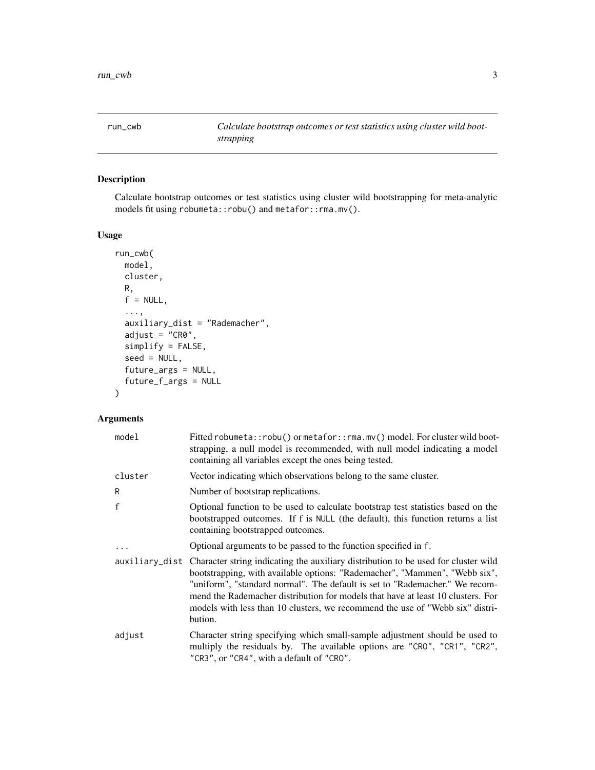## run_cwb

*Calculate bootstrap outcomes or test statistics using cluster wild bootstrapping*

### Description

Calculate bootstrap outcomes or test statistics using cluster wild bootstrapping for meta-analytic models fit using `robumeta::robu()` and `metafor::rma.mv()`.

### Usage

```
run_cwb(
  model,
  cluster,
  R,
  f = NULL,
  ...,
  auxiliary_dist = "Rademacher",
  adjust = "CR0",
  simplify = FALSE,
  seed = NULL,
  future_args = NULL,
  future_f_args = NULL
)
```

### Arguments

| Argument | Description |
|---|---|
| `model` | Fitted `robumeta::robu()` or `metafor::rma.mv()` model. For cluster wild bootstrapping, a null model is recommended, with null model indicating a model containing all variables except the ones being tested. |
| `cluster` | Vector indicating which observations belong to the same cluster. |
| `R` | Number of bootstrap replications. |
| `f` | Optional function to be used to calculate bootstrap test statistics based on the bootstrapped outcomes. If f is `NULL` (the default), this function returns a list containing bootstrapped outcomes. |
| `...` | Optional arguments to be passed to the function specified in `f`. |
| `auxiliary_dist` | Character string indicating the auxiliary distribution to be used for cluster wild bootstrapping, with available options: "Rademacher", "Mammen", "Webb six", "uniform", "standard normal". The default is set to "Rademacher." We recommend the Rademacher distribution for models that have at least 10 clusters. For models with less than 10 clusters, we recommend the use of "Webb six" distribution. |
| `adjust` | Character string specifying which small-sample adjustment should be used to multiply the residuals by. The available options are `"CR0"`, `"CR1"`, `"CR2"`, `"CR3"`, or `"CR4"`, with a default of `"CR0"`. |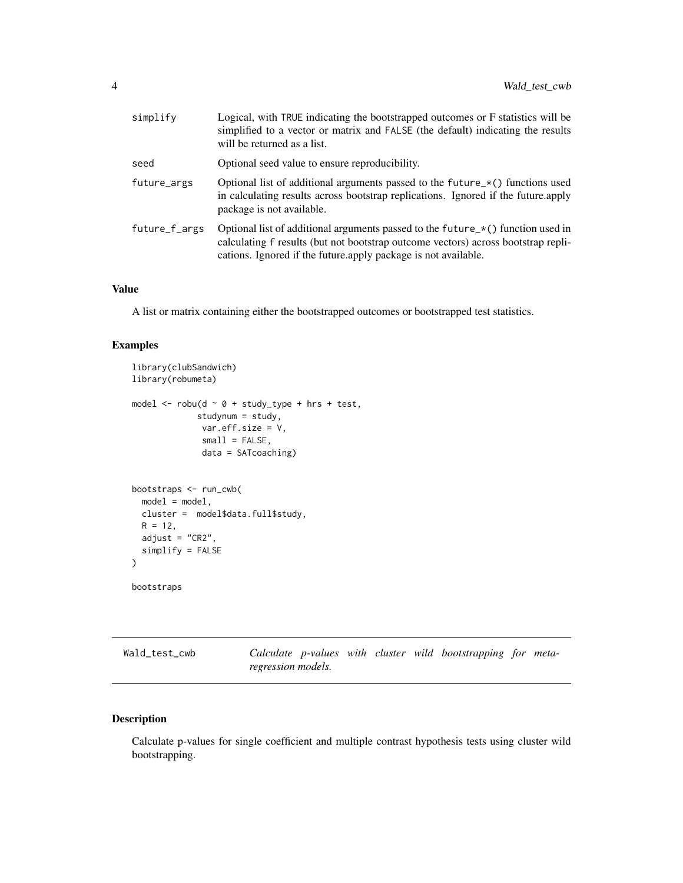| | |
|---|---|
| simplify | Logical, with TRUE indicating the bootstrapped outcomes or F statistics will be simplified to a vector or matrix and FALSE (the default) indicating the results will be returned as a list. |
| seed | Optional seed value to ensure reproducibility. |
| future_args | Optional list of additional arguments passed to the future_*() functions used in calculating results across bootstrap replications. Ignored if the future.apply package is not available. |
| future_f_args | Optional list of additional arguments passed to the future_*() function used in calculating f results (but not bootstrap outcome vectors) across bootstrap replications. Ignored if the future.apply package is not available. |

## Value

A list or matrix containing either the bootstrapped outcomes or bootstrapped test statistics.

## Examples

```
library(clubSandwich)
library(robumeta)

model <- robu(d ~ 0 + study_type + hrs + test,
             studynum = study,
              var.eff.size = V,
              small = FALSE,
              data = SATcoaching)


bootstraps <- run_cwb(
  model = model,
  cluster =  model$data.full$study,
  R = 12,
  adjust = "CR2",
  simplify = FALSE
)

bootstraps
```

---

# Wald_test_cwb — *Calculate p-values with cluster wild bootstrapping for meta-regression models.*

## Description

Calculate p-values for single coefficient and multiple contrast hypothesis tests using cluster wild bootstrapping.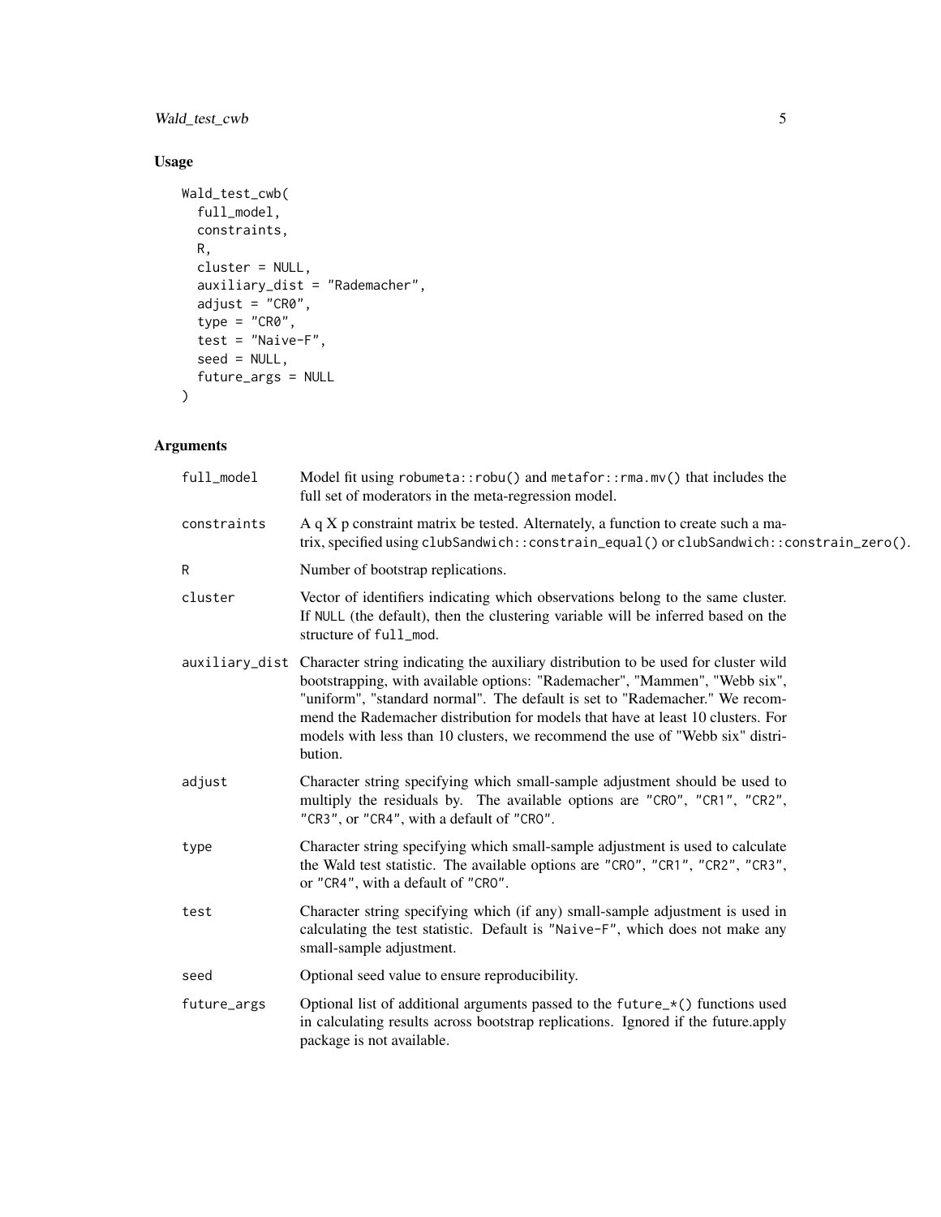## Usage

```
Wald_test_cwb(
  full_model,
  constraints,
  R,
  cluster = NULL,
  auxiliary_dist = "Rademacher",
  adjust = "CR0",
  type = "CR0",
  test = "Naive-F",
  seed = NULL,
  future_args = NULL
)
```

## Arguments

| Argument | Description |
| --- | --- |
| `full_model` | Model fit using `robumeta::robu()` and `metafor::rma.mv()` that includes the full set of moderators in the meta-regression model. |
| `constraints` | A q X p constraint matrix be tested. Alternately, a function to create such a matrix, specified using `clubSandwich::constrain_equal()` or `clubSandwich::constrain_zero()`. |
| `R` | Number of bootstrap replications. |
| `cluster` | Vector of identifiers indicating which observations belong to the same cluster. If `NULL` (the default), then the clustering variable will be inferred based on the structure of `full_mod`. |
| `auxiliary_dist` | Character string indicating the auxiliary distribution to be used for cluster wild bootstrapping, with available options: "Rademacher", "Mammen", "Webb six", "uniform", "standard normal". The default is set to "Rademacher." We recommend the Rademacher distribution for models that have at least 10 clusters. For models with less than 10 clusters, we recommend the use of "Webb six" distribution. |
| `adjust` | Character string specifying which small-sample adjustment should be used to multiply the residuals by. The available options are `"CR0"`, `"CR1"`, `"CR2"`, `"CR3"`, or `"CR4"`, with a default of `"CR0"`. |
| `type` | Character string specifying which small-sample adjustment is used to calculate the Wald test statistic. The available options are `"CR0"`, `"CR1"`, `"CR2"`, `"CR3"`, or `"CR4"`, with a default of `"CR0"`. |
| `test` | Character string specifying which (if any) small-sample adjustment is used in calculating the test statistic. Default is `"Naive-F"`, which does not make any small-sample adjustment. |
| `seed` | Optional seed value to ensure reproducibility. |
| `future_args` | Optional list of additional arguments passed to the `future_*()` functions used in calculating results across bootstrap replications. Ignored if the future.apply package is not available. |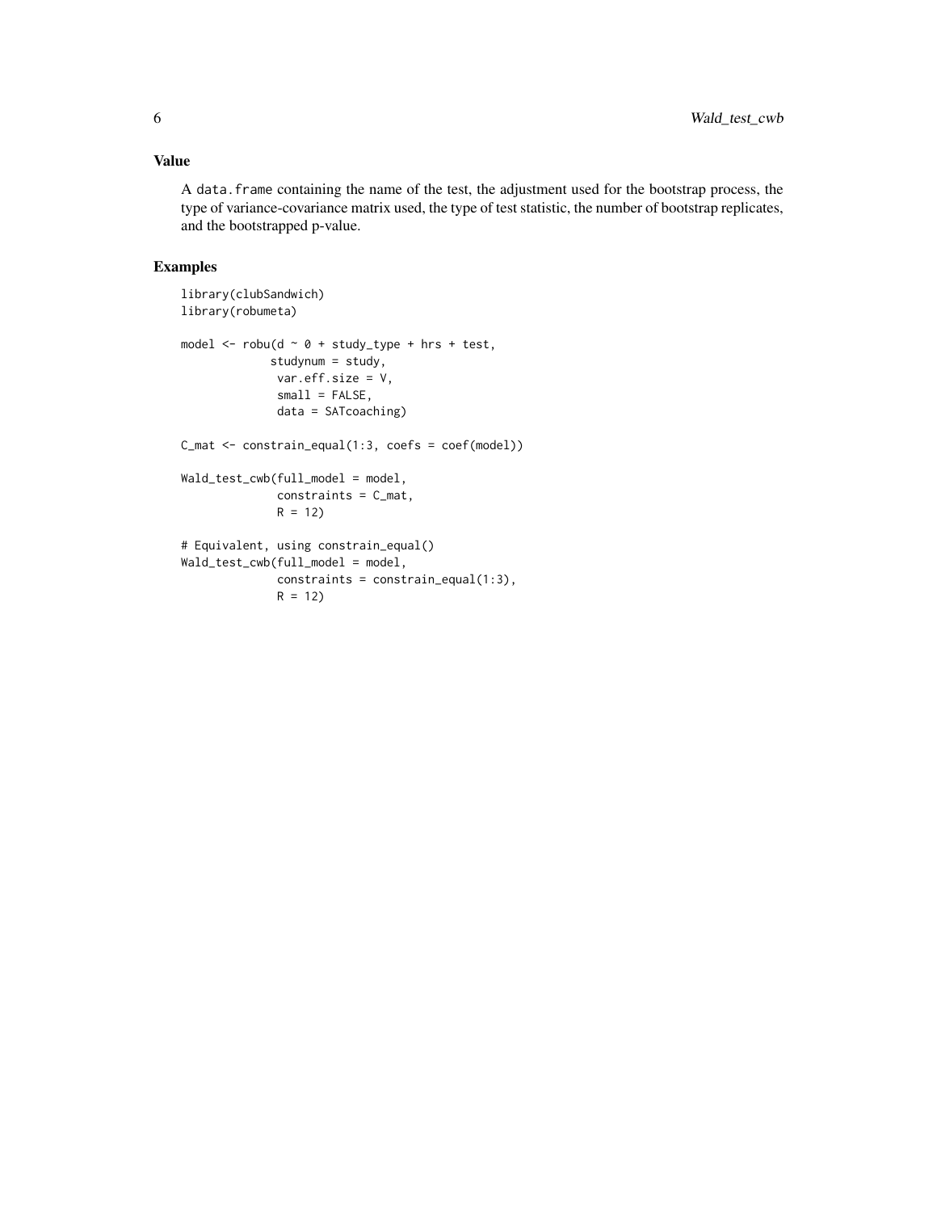## Value

A `data.frame` containing the name of the test, the adjustment used for the bootstrap process, the type of variance-covariance matrix used, the type of test statistic, the number of bootstrap replicates, and the bootstrapped p-value.

## Examples

```
library(clubSandwich)
library(robumeta)

model <- robu(d ~ 0 + study_type + hrs + test,
             studynum = study,
              var.eff.size = V,
              small = FALSE,
              data = SATcoaching)

C_mat <- constrain_equal(1:3, coefs = coef(model))

Wald_test_cwb(full_model = model,
              constraints = C_mat,
              R = 12)

# Equivalent, using constrain_equal()
Wald_test_cwb(full_model = model,
              constraints = constrain_equal(1:3),
              R = 12)
```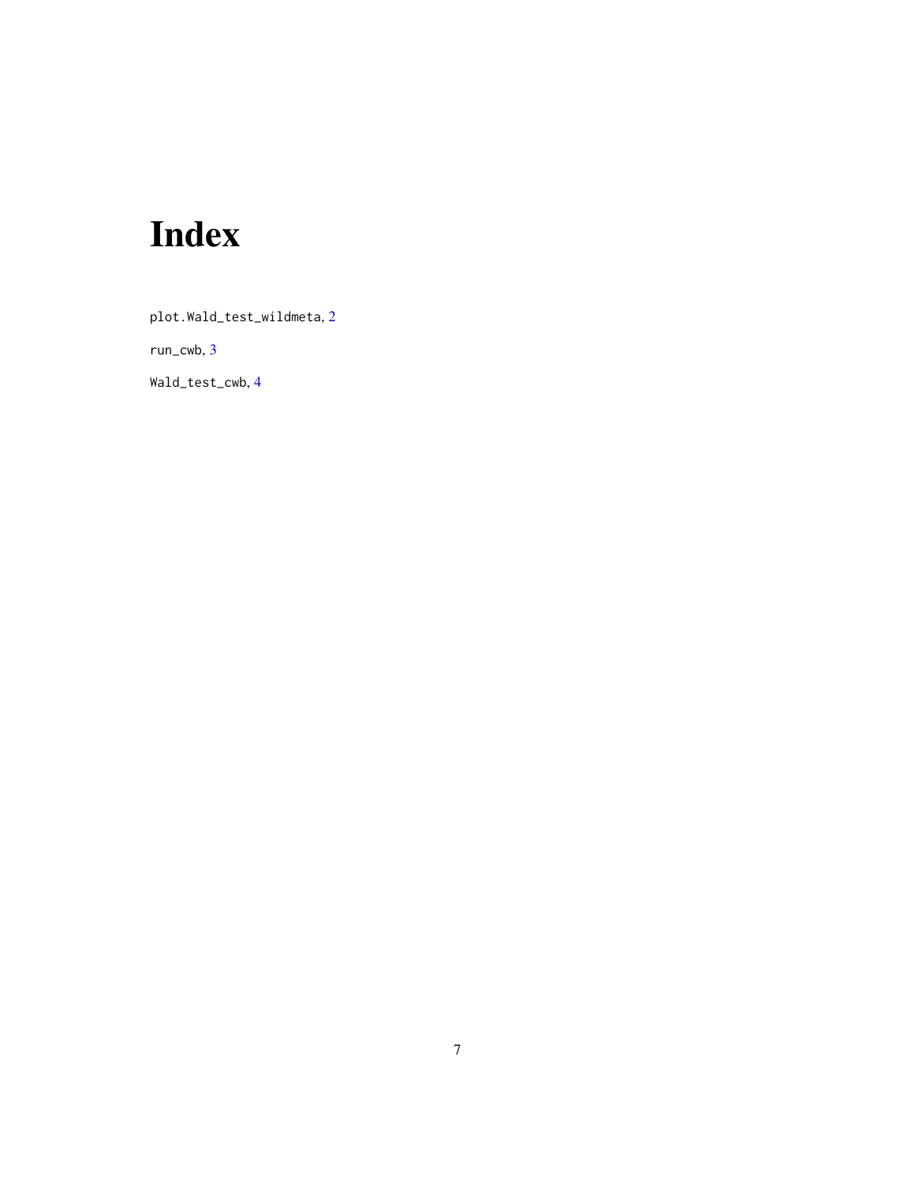# Index

plot.Wald_test_wildmeta, 2

run_cwb, 3

Wald_test_cwb, 4